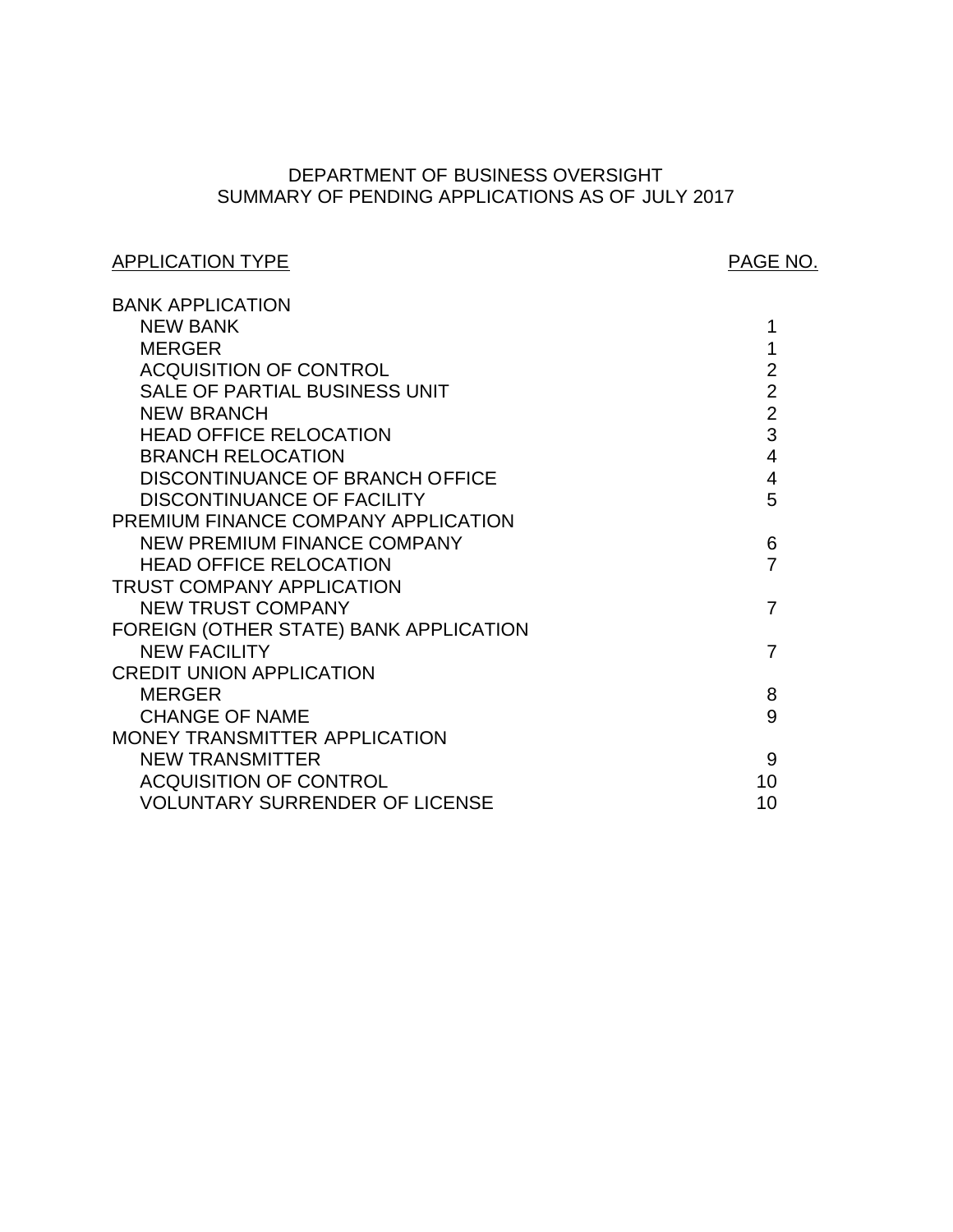# DEPARTMENT OF BUSINESS OVERSIGHT
## SUMMARY OF PENDING APPLICATIONS AS OF JULY 2017

| APPLICATION TYPE | PAGE NO. |
|---|---|
| **BANK APPLICATION** | |
| NEW BANK | 1 |
| MERGER | 1 |
| ACQUISITION OF CONTROL | 2 |
| SALE OF PARTIAL BUSINESS UNIT | 2 |
| NEW BRANCH | 2 |
| HEAD OFFICE RELOCATION | 3 |
| BRANCH RELOCATION | 4 |
| DISCONTINUANCE OF BRANCH OFFICE | 4 |
| DISCONTINUANCE OF FACILITY | 5 |
| **PREMIUM FINANCE COMPANY APPLICATION** | |
| NEW PREMIUM FINANCE COMPANY | 6 |
| HEAD OFFICE RELOCATION | 7 |
| **TRUST COMPANY APPLICATION** | |
| NEW TRUST COMPANY | 7 |
| **FOREIGN (OTHER STATE) BANK APPLICATION** | |
| NEW FACILITY | 7 |
| **CREDIT UNION APPLICATION** | |
| MERGER | 8 |
| CHANGE OF NAME | 9 |
| **MONEY TRANSMITTER APPLICATION** | |
| NEW TRANSMITTER | 9 |
| ACQUISITION OF CONTROL | 10 |
| VOLUNTARY SURRENDER OF LICENSE | 10 |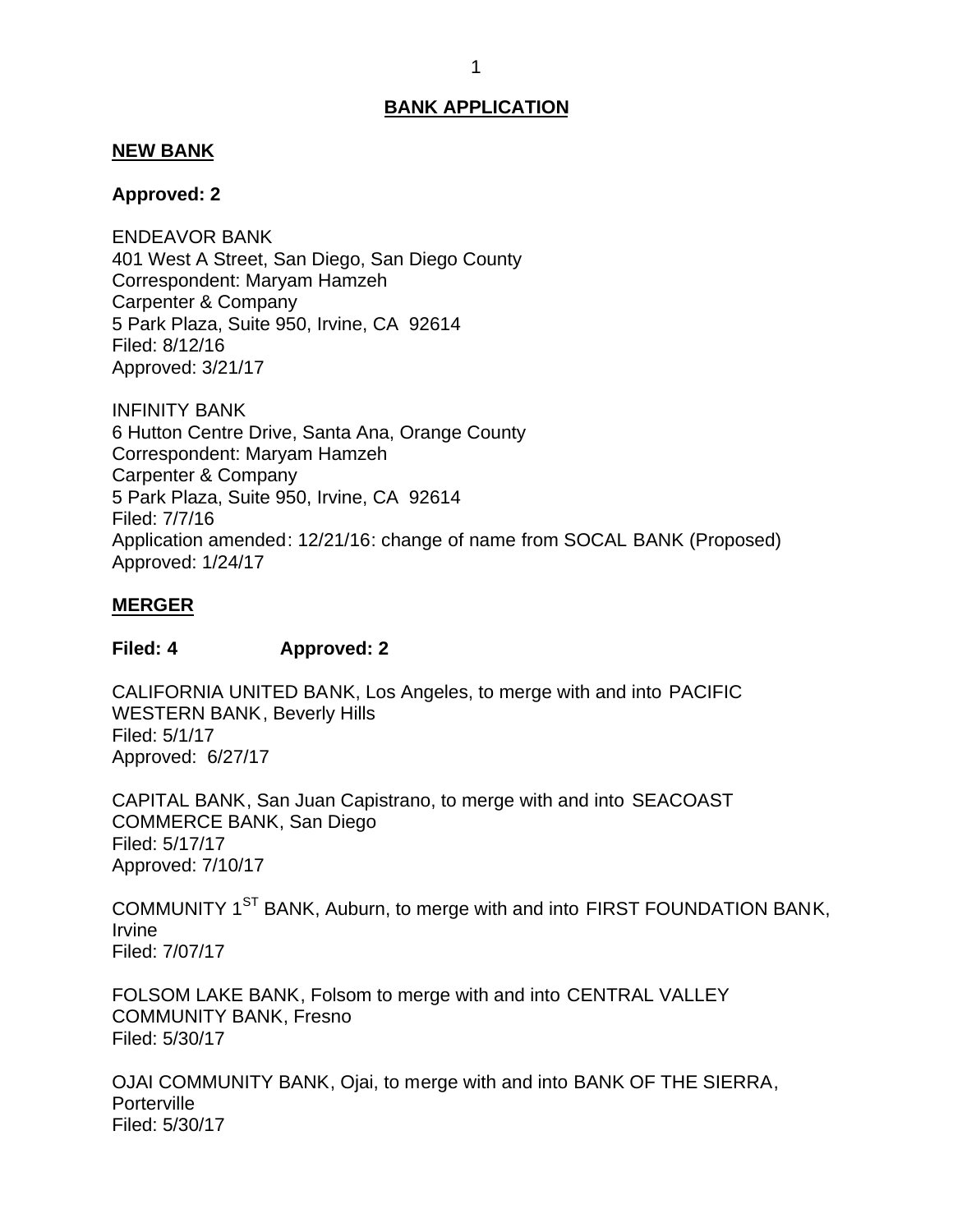## BANK APPLICATION

### NEW BANK

**Approved: 2**

ENDEAVOR BANK
401 West A Street, San Diego, San Diego County
Correspondent: Maryam Hamzeh
Carpenter & Company
5 Park Plaza, Suite 950, Irvine, CA 92614
Filed: 8/12/16
Approved: 3/21/17

INFINITY BANK
6 Hutton Centre Drive, Santa Ana, Orange County
Correspondent: Maryam Hamzeh
Carpenter & Company
5 Park Plaza, Suite 950, Irvine, CA 92614
Filed: 7/7/16
Application amended: 12/21/16: change of name from SOCAL BANK (Proposed)
Approved: 1/24/17

### MERGER

**Filed: 4 Approved: 2**

CALIFORNIA UNITED BANK, Los Angeles, to merge with and into PACIFIC WESTERN BANK, Beverly Hills
Filed: 5/1/17
Approved: 6/27/17

CAPITAL BANK, San Juan Capistrano, to merge with and into SEACOAST COMMERCE BANK, San Diego
Filed: 5/17/17
Approved: 7/10/17

COMMUNITY 1ST BANK, Auburn, to merge with and into FIRST FOUNDATION BANK, Irvine
Filed: 7/07/17

FOLSOM LAKE BANK, Folsom to merge with and into CENTRAL VALLEY COMMUNITY BANK, Fresno
Filed: 5/30/17

OJAI COMMUNITY BANK, Ojai, to merge with and into BANK OF THE SIERRA, Porterville
Filed: 5/30/17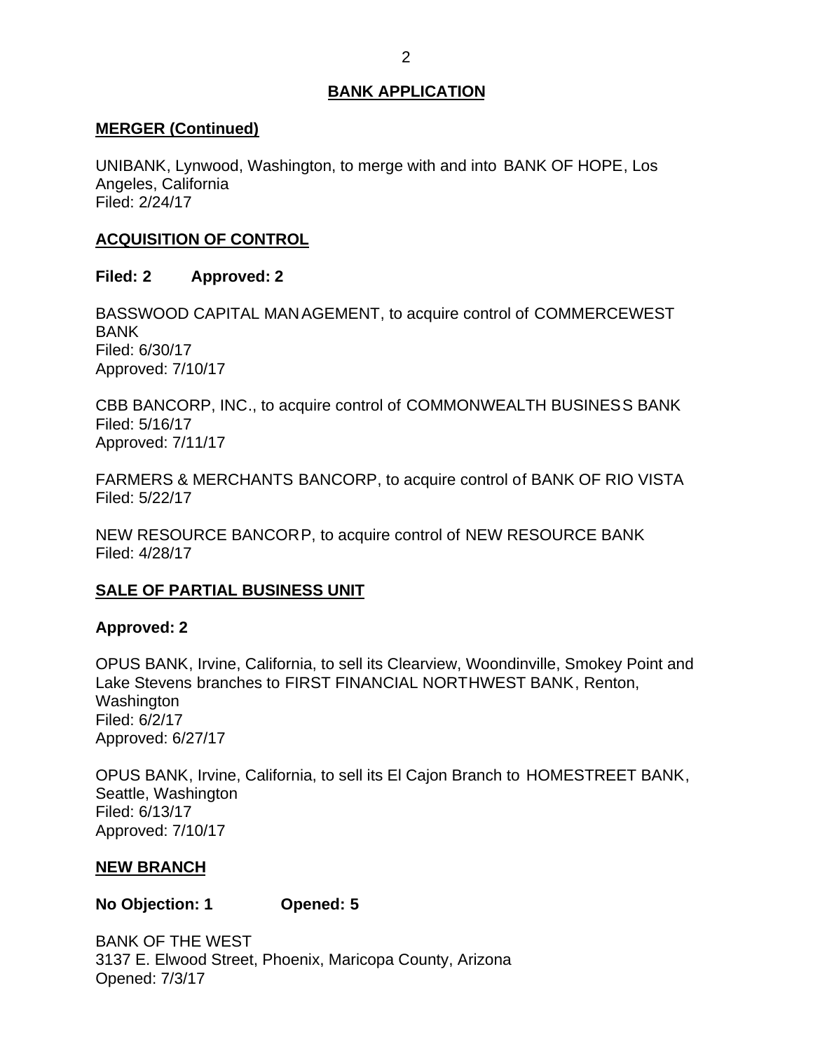## BANK APPLICATION

### MERGER (Continued)

UNIBANK, Lynwood, Washington, to merge with and into BANK OF HOPE, Los Angeles, California
Filed: 2/24/17

### ACQUISITION OF CONTROL

**Filed: 2 Approved: 2**

BASSWOOD CAPITAL MANAGEMENT, to acquire control of COMMERCEWEST BANK
Filed: 6/30/17
Approved: 7/10/17

CBB BANCORP, INC., to acquire control of COMMONWEALTH BUSINESS BANK
Filed: 5/16/17
Approved: 7/11/17

FARMERS & MERCHANTS BANCORP, to acquire control of BANK OF RIO VISTA
Filed: 5/22/17

NEW RESOURCE BANCORP, to acquire control of NEW RESOURCE BANK
Filed: 4/28/17

### SALE OF PARTIAL BUSINESS UNIT

**Approved: 2**

OPUS BANK, Irvine, California, to sell its Clearview, Woondinville, Smokey Point and Lake Stevens branches to FIRST FINANCIAL NORTHWEST BANK, Renton, Washington
Filed: 6/2/17
Approved: 6/27/17

OPUS BANK, Irvine, California, to sell its El Cajon Branch to HOMESTREET BANK, Seattle, Washington
Filed: 6/13/17
Approved: 7/10/17

### NEW BRANCH

**No Objection: 1 Opened: 5**

BANK OF THE WEST
3137 E. Elwood Street, Phoenix, Maricopa County, Arizona
Opened: 7/3/17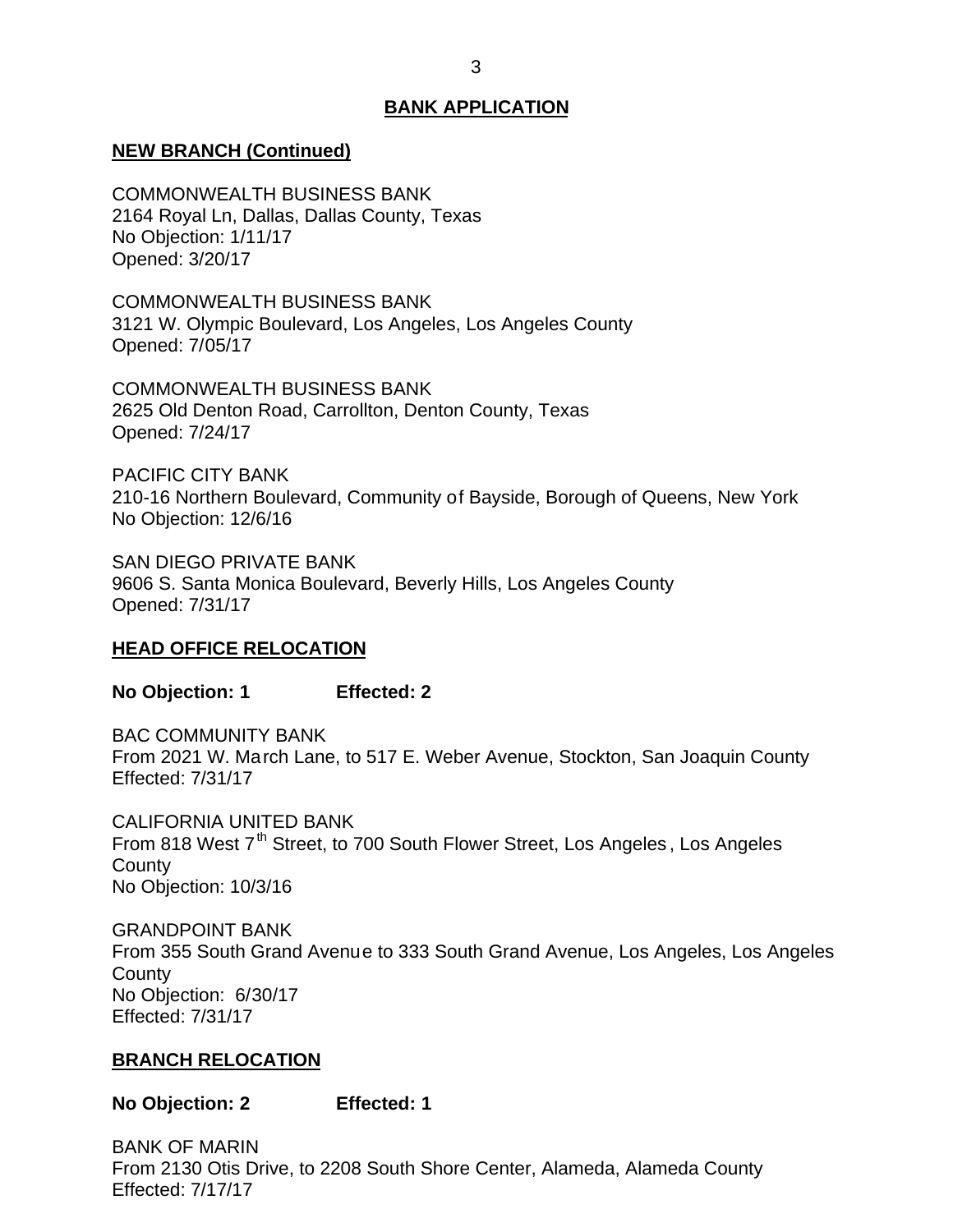## BANK APPLICATION

### NEW BRANCH (Continued)

COMMONWEALTH BUSINESS BANK
2164 Royal Ln, Dallas, Dallas County, Texas
No Objection: 1/11/17
Opened: 3/20/17

COMMONWEALTH BUSINESS BANK
3121 W. Olympic Boulevard, Los Angeles, Los Angeles County
Opened: 7/05/17

COMMONWEALTH BUSINESS BANK
2625 Old Denton Road, Carrollton, Denton County, Texas
Opened: 7/24/17

PACIFIC CITY BANK
210-16 Northern Boulevard, Community of Bayside, Borough of Queens, New York
No Objection: 12/6/16

SAN DIEGO PRIVATE BANK
9606 S. Santa Monica Boulevard, Beverly Hills, Los Angeles County
Opened: 7/31/17

### HEAD OFFICE RELOCATION

**No Objection: 1 Effected: 2**

BAC COMMUNITY BANK
From 2021 W. March Lane, to 517 E. Weber Avenue, Stockton, San Joaquin County
Effected: 7/31/17

CALIFORNIA UNITED BANK
From 818 West 7th Street, to 700 South Flower Street, Los Angeles, Los Angeles County
No Objection: 10/3/16

GRANDPOINT BANK
From 355 South Grand Avenue to 333 South Grand Avenue, Los Angeles, Los Angeles County
No Objection: 6/30/17
Effected: 7/31/17

### BRANCH RELOCATION

**No Objection: 2 Effected: 1**

BANK OF MARIN
From 2130 Otis Drive, to 2208 South Shore Center, Alameda, Alameda County
Effected: 7/17/17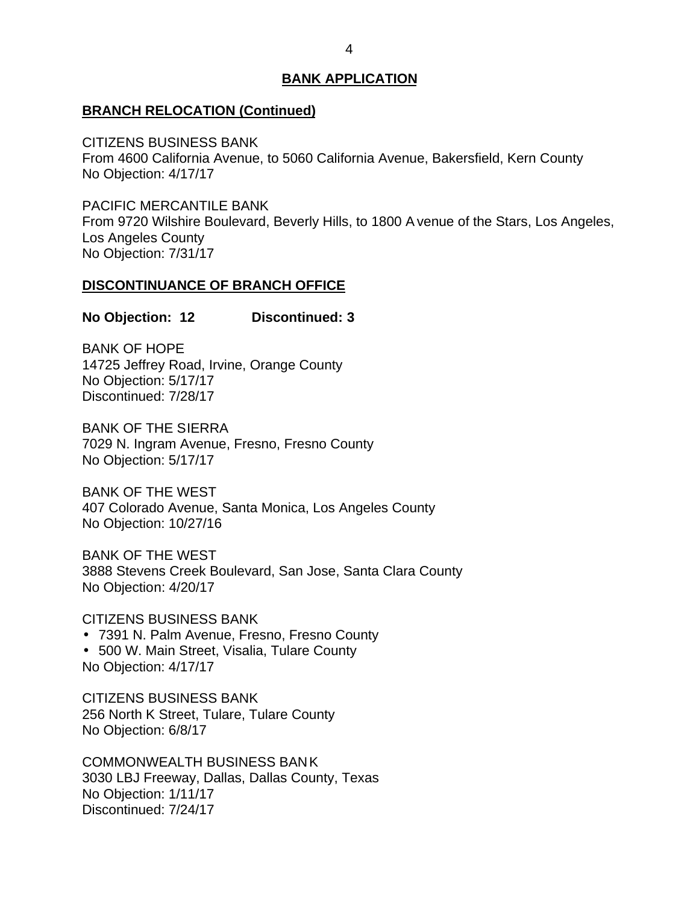## BANK APPLICATION

### BRANCH RELOCATION (Continued)

CITIZENS BUSINESS BANK
From 4600 California Avenue, to 5060 California Avenue, Bakersfield, Kern County
No Objection: 4/17/17

PACIFIC MERCANTILE BANK
From 9720 Wilshire Boulevard, Beverly Hills, to 1800 Avenue of the Stars, Los Angeles, Los Angeles County
No Objection: 7/31/17

### DISCONTINUANCE OF BRANCH OFFICE

**No Objection: 12 Discontinued: 3**

BANK OF HOPE
14725 Jeffrey Road, Irvine, Orange County
No Objection: 5/17/17
Discontinued: 7/28/17

BANK OF THE SIERRA
7029 N. Ingram Avenue, Fresno, Fresno County
No Objection: 5/17/17

BANK OF THE WEST
407 Colorado Avenue, Santa Monica, Los Angeles County
No Objection: 10/27/16

BANK OF THE WEST
3888 Stevens Creek Boulevard, San Jose, Santa Clara County
No Objection: 4/20/17

CITIZENS BUSINESS BANK
- 7391 N. Palm Avenue, Fresno, Fresno County
- 500 W. Main Street, Visalia, Tulare County

No Objection: 4/17/17

CITIZENS BUSINESS BANK
256 North K Street, Tulare, Tulare County
No Objection: 6/8/17

COMMONWEALTH BUSINESS BANK
3030 LBJ Freeway, Dallas, Dallas County, Texas
No Objection: 1/11/17
Discontinued: 7/24/17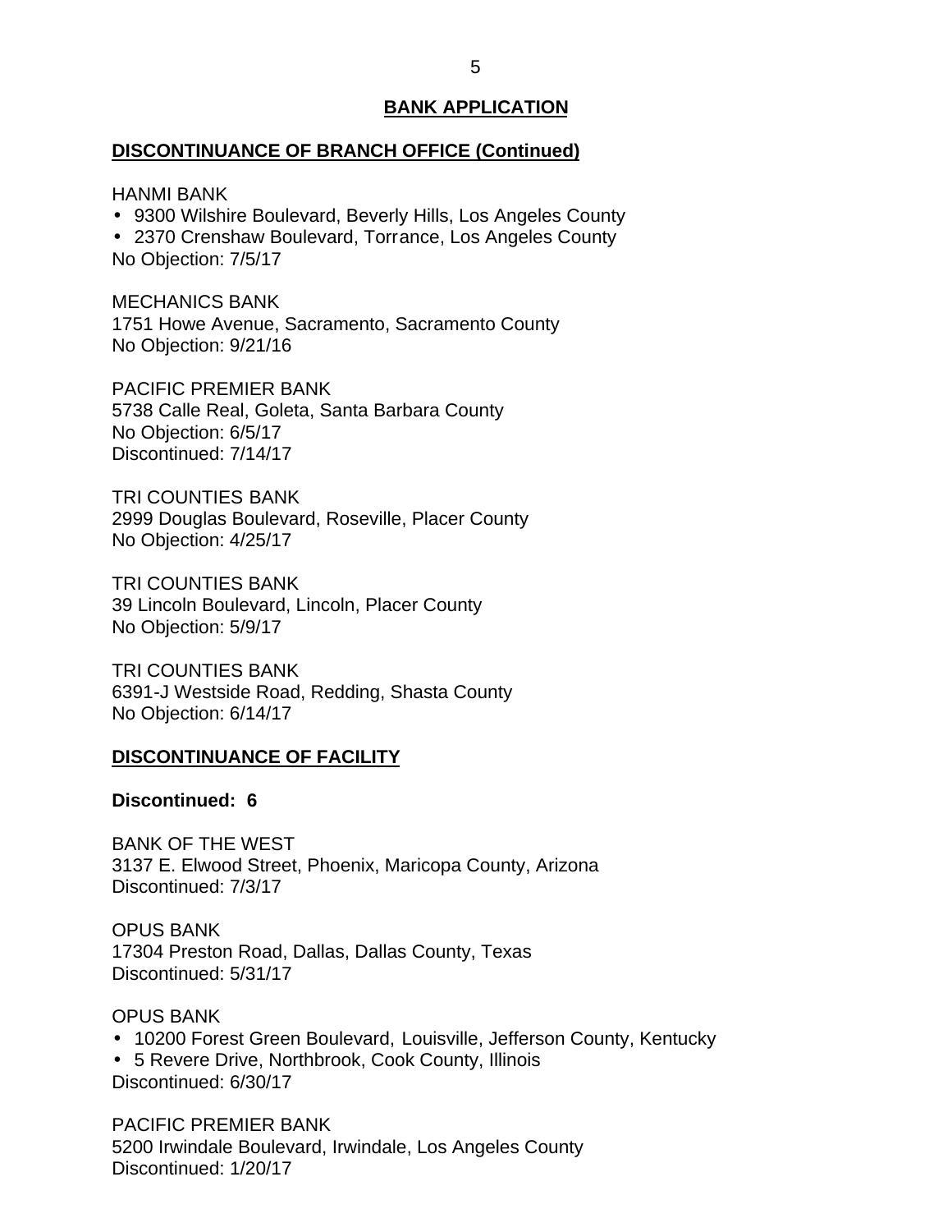## BANK APPLICATION

### DISCONTINUANCE OF BRANCH OFFICE (Continued)

HANMI BANK
- 9300 Wilshire Boulevard, Beverly Hills, Los Angeles County
- 2370 Crenshaw Boulevard, Torrance, Los Angeles County

No Objection: 7/5/17

MECHANICS BANK
1751 Howe Avenue, Sacramento, Sacramento County
No Objection: 9/21/16

PACIFIC PREMIER BANK
5738 Calle Real, Goleta, Santa Barbara County
No Objection: 6/5/17
Discontinued: 7/14/17

TRI COUNTIES BANK
2999 Douglas Boulevard, Roseville, Placer County
No Objection: 4/25/17

TRI COUNTIES BANK
39 Lincoln Boulevard, Lincoln, Placer County
No Objection: 5/9/17

TRI COUNTIES BANK
6391-J Westside Road, Redding, Shasta County
No Objection: 6/14/17

### DISCONTINUANCE OF FACILITY

**Discontinued: 6**

BANK OF THE WEST
3137 E. Elwood Street, Phoenix, Maricopa County, Arizona
Discontinued: 7/3/17

OPUS BANK
17304 Preston Road, Dallas, Dallas County, Texas
Discontinued: 5/31/17

OPUS BANK
- 10200 Forest Green Boulevard, Louisville, Jefferson County, Kentucky
- 5 Revere Drive, Northbrook, Cook County, Illinois

Discontinued: 6/30/17

PACIFIC PREMIER BANK
5200 Irwindale Boulevard, Irwindale, Los Angeles County
Discontinued: 1/20/17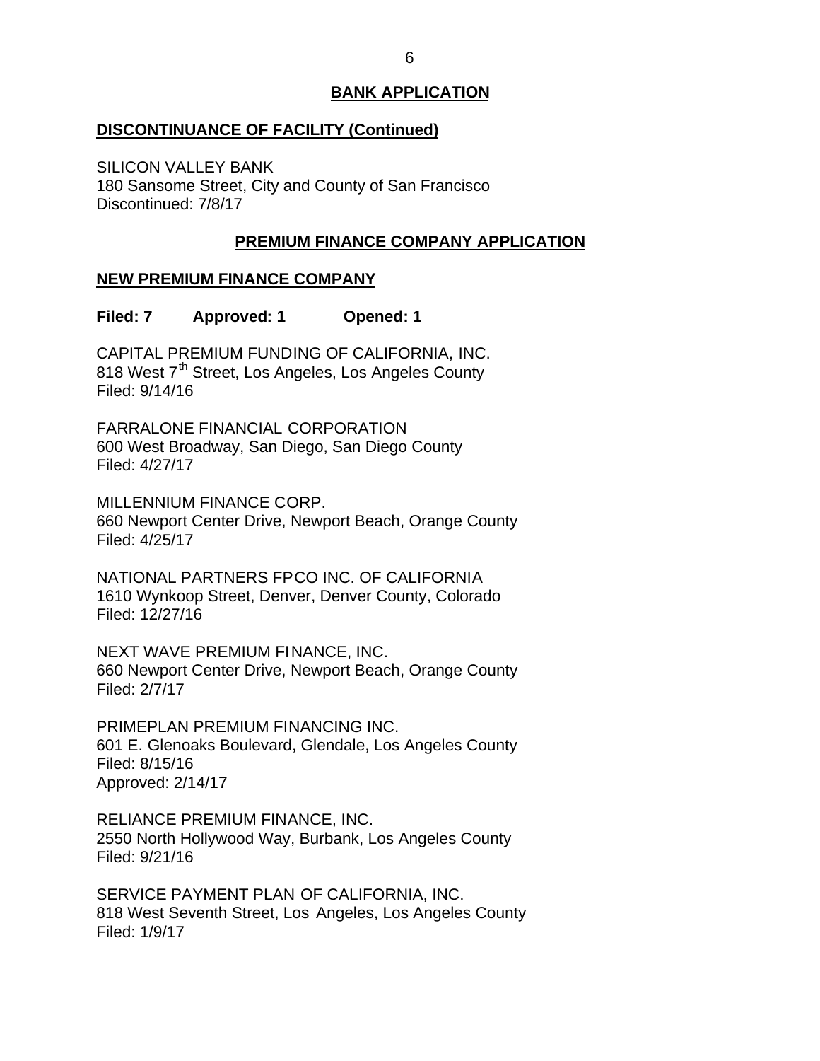## BANK APPLICATION

### DISCONTINUANCE OF FACILITY (Continued)

SILICON VALLEY BANK
180 Sansome Street, City and County of San Francisco
Discontinued: 7/8/17

## PREMIUM FINANCE COMPANY APPLICATION

### NEW PREMIUM FINANCE COMPANY

**Filed: 7 Approved: 1 Opened: 1**

CAPITAL PREMIUM FUNDING OF CALIFORNIA, INC.
818 West 7th Street, Los Angeles, Los Angeles County
Filed: 9/14/16

FARRALONE FINANCIAL CORPORATION
600 West Broadway, San Diego, San Diego County
Filed: 4/27/17

MILLENNIUM FINANCE CORP.
660 Newport Center Drive, Newport Beach, Orange County
Filed: 4/25/17

NATIONAL PARTNERS FPCO INC. OF CALIFORNIA
1610 Wynkoop Street, Denver, Denver County, Colorado
Filed: 12/27/16

NEXT WAVE PREMIUM FINANCE, INC.
660 Newport Center Drive, Newport Beach, Orange County
Filed: 2/7/17

PRIMEPLAN PREMIUM FINANCING INC.
601 E. Glenoaks Boulevard, Glendale, Los Angeles County
Filed: 8/15/16
Approved: 2/14/17

RELIANCE PREMIUM FINANCE, INC.
2550 North Hollywood Way, Burbank, Los Angeles County
Filed: 9/21/16

SERVICE PAYMENT PLAN OF CALIFORNIA, INC.
818 West Seventh Street, Los Angeles, Los Angeles County
Filed: 1/9/17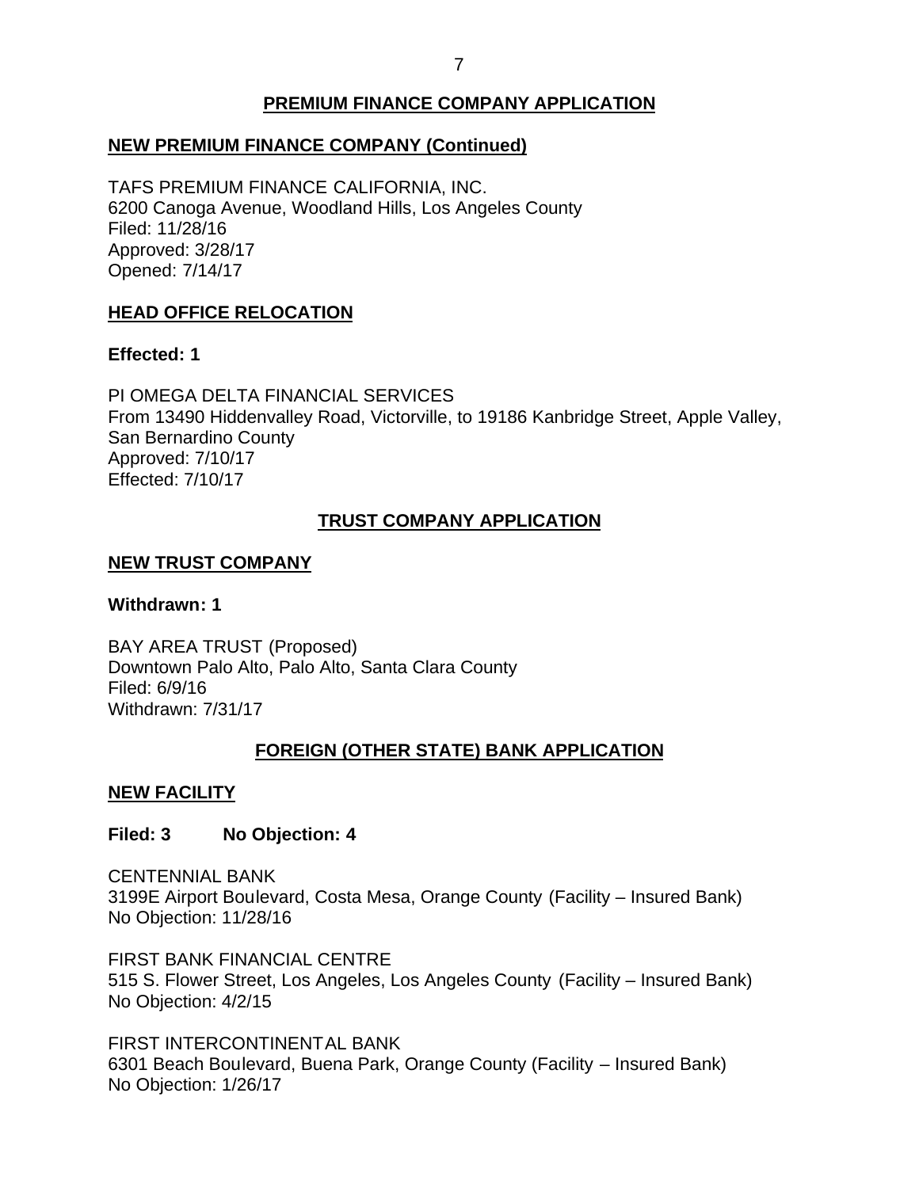## PREMIUM FINANCE COMPANY APPLICATION

### NEW PREMIUM FINANCE COMPANY (Continued)

TAFS PREMIUM FINANCE CALIFORNIA, INC.
6200 Canoga Avenue, Woodland Hills, Los Angeles County
Filed: 11/28/16
Approved: 3/28/17
Opened: 7/14/17

### HEAD OFFICE RELOCATION

**Effected: 1**

PI OMEGA DELTA FINANCIAL SERVICES
From 13490 Hiddenvalley Road, Victorville, to 19186 Kanbridge Street, Apple Valley, San Bernardino County
Approved: 7/10/17
Effected: 7/10/17

## TRUST COMPANY APPLICATION

### NEW TRUST COMPANY

**Withdrawn: 1**

BAY AREA TRUST (Proposed)
Downtown Palo Alto, Palo Alto, Santa Clara County
Filed: 6/9/16
Withdrawn: 7/31/17

## FOREIGN (OTHER STATE) BANK APPLICATION

### NEW FACILITY

**Filed: 3 No Objection: 4**

CENTENNIAL BANK
3199E Airport Boulevard, Costa Mesa, Orange County (Facility – Insured Bank)
No Objection: 11/28/16

FIRST BANK FINANCIAL CENTRE
515 S. Flower Street, Los Angeles, Los Angeles County (Facility – Insured Bank)
No Objection: 4/2/15

FIRST INTERCONTINENTAL BANK
6301 Beach Boulevard, Buena Park, Orange County (Facility – Insured Bank)
No Objection: 1/26/17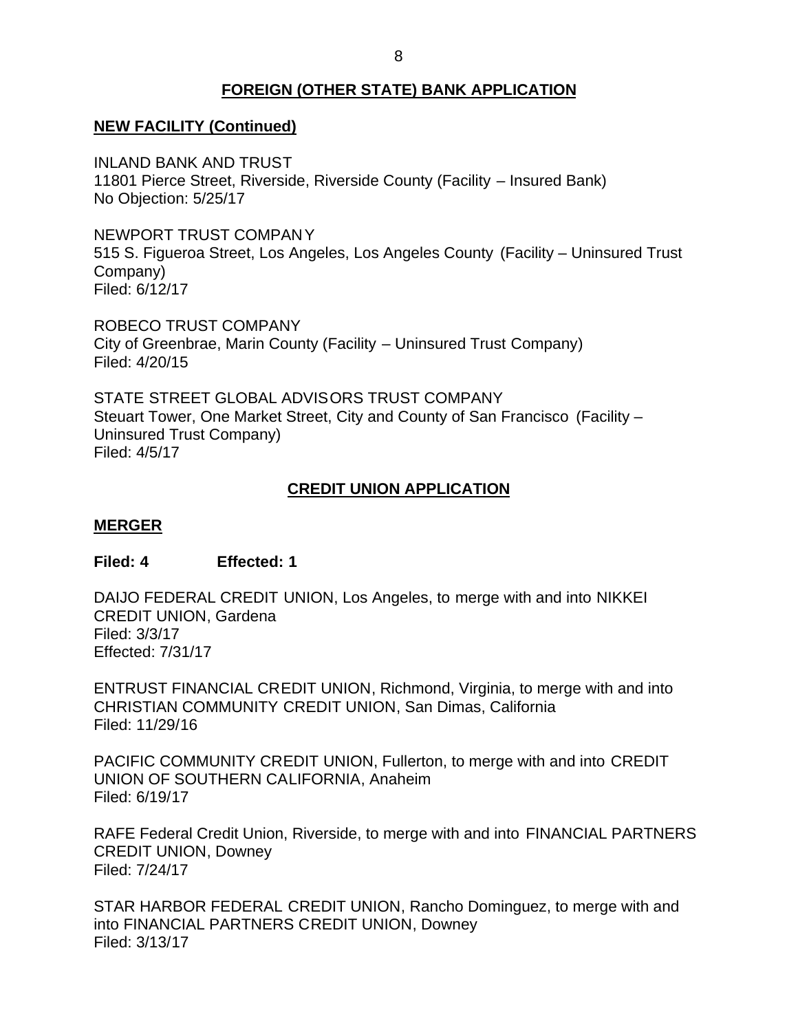## FOREIGN (OTHER STATE) BANK APPLICATION

### NEW FACILITY (Continued)

INLAND BANK AND TRUST
11801 Pierce Street, Riverside, Riverside County (Facility – Insured Bank)
No Objection: 5/25/17

NEWPORT TRUST COMPANY
515 S. Figueroa Street, Los Angeles, Los Angeles County (Facility – Uninsured Trust Company)
Filed: 6/12/17

ROBECO TRUST COMPANY
City of Greenbrae, Marin County (Facility – Uninsured Trust Company)
Filed: 4/20/15

STATE STREET GLOBAL ADVISORS TRUST COMPANY
Steuart Tower, One Market Street, City and County of San Francisco (Facility – Uninsured Trust Company)
Filed: 4/5/17

## CREDIT UNION APPLICATION

### MERGER

**Filed: 4 Effected: 1**

DAIJO FEDERAL CREDIT UNION, Los Angeles, to merge with and into NIKKEI CREDIT UNION, Gardena
Filed: 3/3/17
Effected: 7/31/17

ENTRUST FINANCIAL CREDIT UNION, Richmond, Virginia, to merge with and into CHRISTIAN COMMUNITY CREDIT UNION, San Dimas, California
Filed: 11/29/16

PACIFIC COMMUNITY CREDIT UNION, Fullerton, to merge with and into CREDIT UNION OF SOUTHERN CALIFORNIA, Anaheim
Filed: 6/19/17

RAFE Federal Credit Union, Riverside, to merge with and into FINANCIAL PARTNERS CREDIT UNION, Downey
Filed: 7/24/17

STAR HARBOR FEDERAL CREDIT UNION, Rancho Dominguez, to merge with and into FINANCIAL PARTNERS CREDIT UNION, Downey
Filed: 3/13/17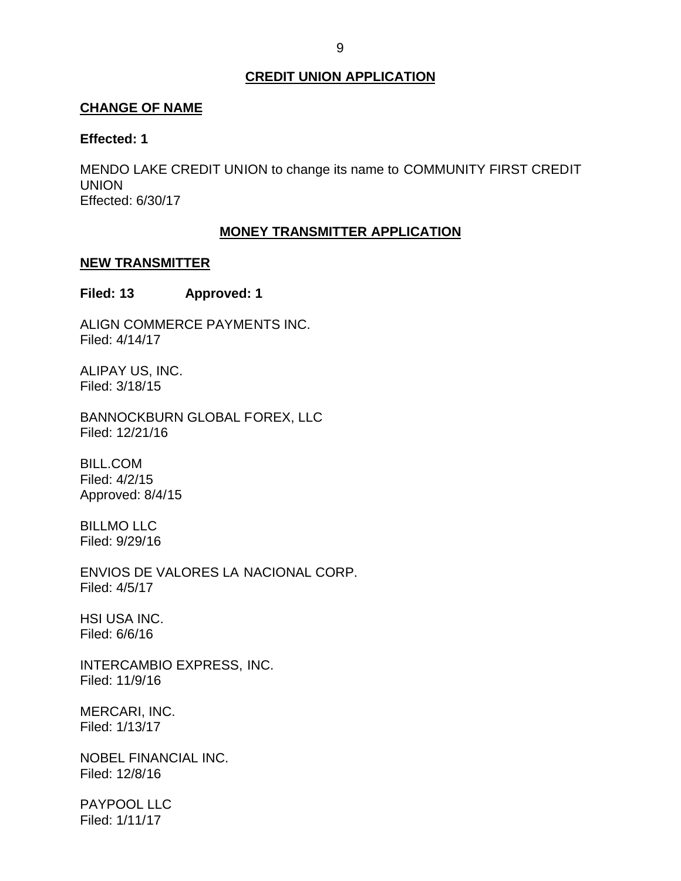## CREDIT UNION APPLICATION

### CHANGE OF NAME

**Effected: 1**

MENDO LAKE CREDIT UNION to change its name to COMMUNITY FIRST CREDIT UNION
Effected: 6/30/17

## MONEY TRANSMITTER APPLICATION

### NEW TRANSMITTER

**Filed: 13 Approved: 1**

ALIGN COMMERCE PAYMENTS INC.
Filed: 4/14/17

ALIPAY US, INC.
Filed: 3/18/15

BANNOCKBURN GLOBAL FOREX, LLC
Filed: 12/21/16

BILL.COM
Filed: 4/2/15
Approved: 8/4/15

BILLMO LLC
Filed: 9/29/16

ENVIOS DE VALORES LA NACIONAL CORP.
Filed: 4/5/17

HSI USA INC.
Filed: 6/6/16

INTERCAMBIO EXPRESS, INC.
Filed: 11/9/16

MERCARI, INC.
Filed: 1/13/17

NOBEL FINANCIAL INC.
Filed: 12/8/16

PAYPOOL LLC
Filed: 1/11/17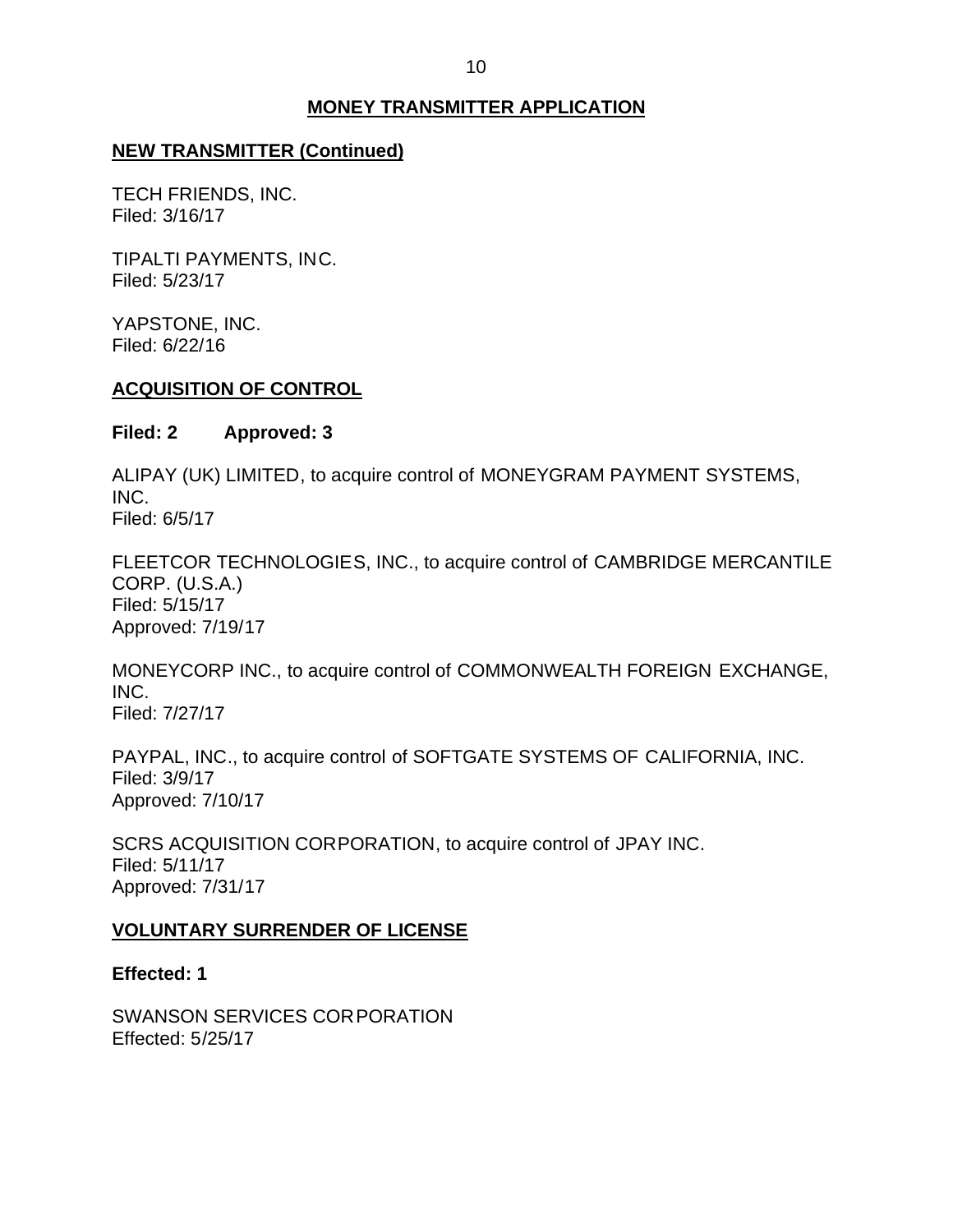## MONEY TRANSMITTER APPLICATION

### NEW TRANSMITTER (Continued)

TECH FRIENDS, INC.
Filed: 3/16/17

TIPALTI PAYMENTS, INC.
Filed: 5/23/17

YAPSTONE, INC.
Filed: 6/22/16

### ACQUISITION OF CONTROL

**Filed: 2 Approved: 3**

ALIPAY (UK) LIMITED, to acquire control of MONEYGRAM PAYMENT SYSTEMS, INC.
Filed: 6/5/17

FLEETCOR TECHNOLOGIES, INC., to acquire control of CAMBRIDGE MERCANTILE CORP. (U.S.A.)
Filed: 5/15/17
Approved: 7/19/17

MONEYCORP INC., to acquire control of COMMONWEALTH FOREIGN EXCHANGE, INC.
Filed: 7/27/17

PAYPAL, INC., to acquire control of SOFTGATE SYSTEMS OF CALIFORNIA, INC.
Filed: 3/9/17
Approved: 7/10/17

SCRS ACQUISITION CORPORATION, to acquire control of JPAY INC.
Filed: 5/11/17
Approved: 7/31/17

### VOLUNTARY SURRENDER OF LICENSE

**Effected: 1**

SWANSON SERVICES CORPORATION
Effected: 5/25/17